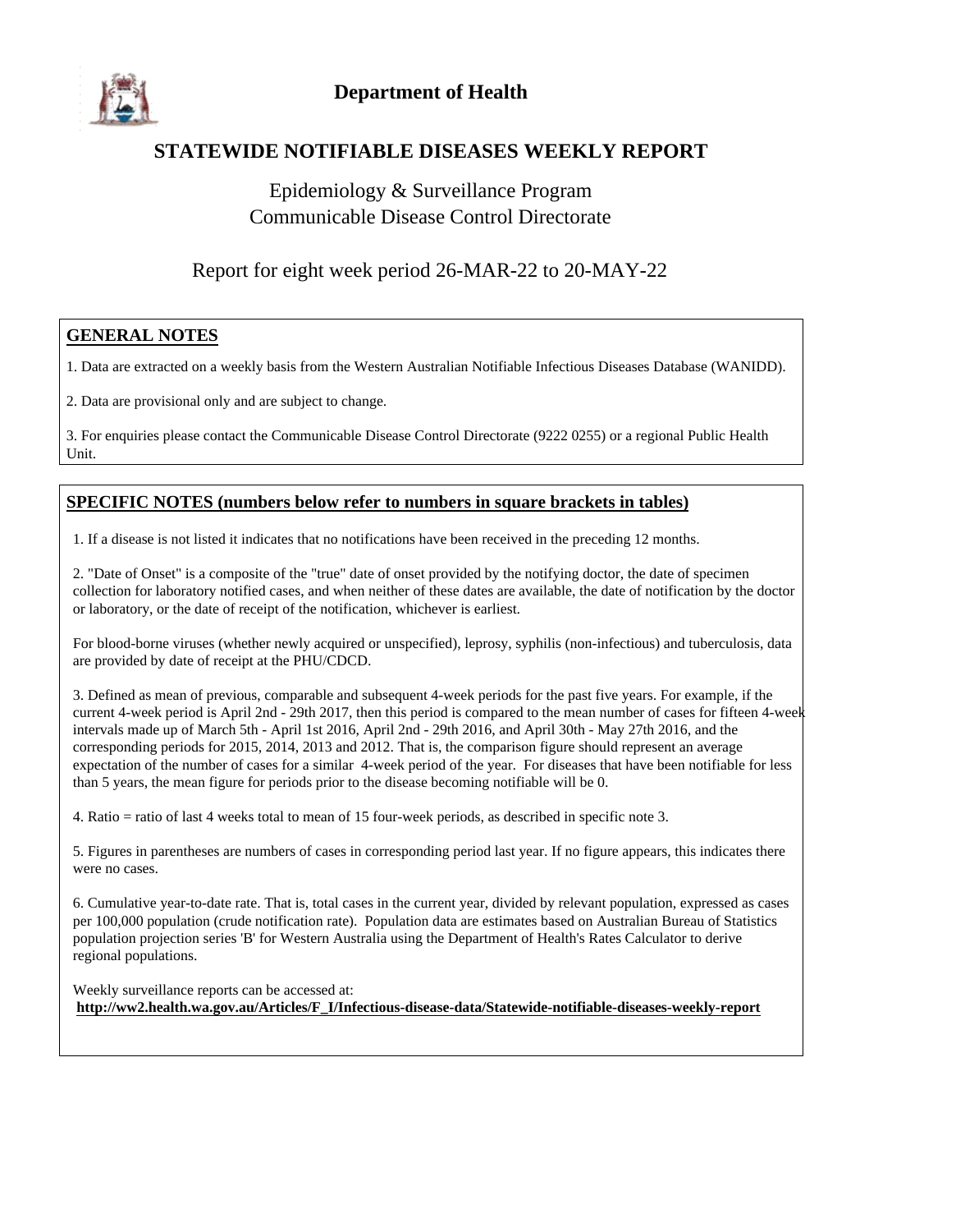# Department of Health

## STATEWIDE NOTIFIABLE DISEASES WEEKLY REPORT

Epidemiology & Surveillance Program
Communicable Disease Control Directorate

Report for eight week period 26-MAR-22 to 20-MAY-22

### GENERAL NOTES

1. Data are extracted on a weekly basis from the Western Australian Notifiable Infectious Diseases Database (WANIDD).

2. Data are provisional only and are subject to change.

3. For enquiries please contact the Communicable Disease Control Directorate (9222 0255) or a regional Public Health Unit.

### SPECIFIC NOTES (numbers below refer to numbers in square brackets in tables)

1. If a disease is not listed it indicates that no notifications have been received in the preceding 12 months.

2. "Date of Onset" is a composite of the "true" date of onset provided by the notifying doctor, the date of specimen collection for laboratory notified cases, and when neither of these dates are available, the date of notification by the doctor or laboratory, or the date of receipt of the notification, whichever is earliest.

For blood-borne viruses (whether newly acquired or unspecified), leprosy, syphilis (non-infectious) and tuberculosis, data are provided by date of receipt at the PHU/CDCD.

3. Defined as mean of previous, comparable and subsequent 4-week periods for the past five years. For example, if the current 4-week period is April 2nd - 29th 2017, then this period is compared to the mean number of cases for fifteen 4-week intervals made up of March 5th - April 1st 2016, April 2nd - 29th 2016, and April 30th - May 27th 2016, and the corresponding periods for 2015, 2014, 2013 and 2012. That is, the comparison figure should represent an average expectation of the number of cases for a similar 4-week period of the year. For diseases that have been notifiable for less than 5 years, the mean figure for periods prior to the disease becoming notifiable will be 0.

4. Ratio = ratio of last 4 weeks total to mean of 15 four-week periods, as described in specific note 3.

5. Figures in parentheses are numbers of cases in corresponding period last year. If no figure appears, this indicates there were no cases.

6. Cumulative year-to-date rate. That is, total cases in the current year, divided by relevant population, expressed as cases per 100,000 population (crude notification rate). Population data are estimates based on Australian Bureau of Statistics population projection series 'B' for Western Australia using the Department of Health's Rates Calculator to derive regional populations.

Weekly surveillance reports can be accessed at:
**http://ww2.health.wa.gov.au/Articles/F_I/Infectious-disease-data/Statewide-notifiable-diseases-weekly-report**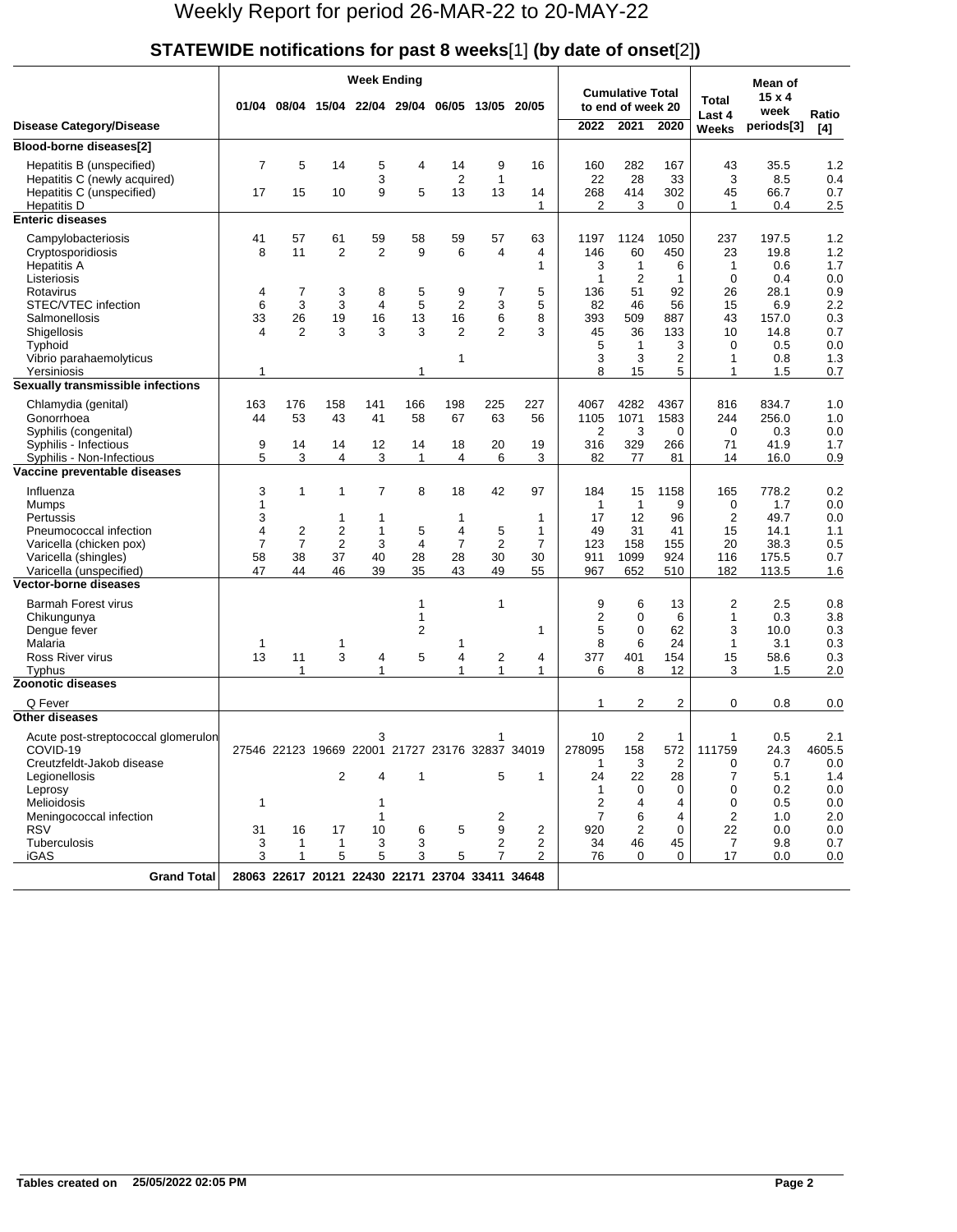# Weekly Report for period 26-MAR-22 to 20-MAY-22

## STATEWIDE notifications for past 8 weeks[1] (by date of onset[2])

| Disease Category/Disease | Week Ending 01/04 | 08/04 | 15/04 | 22/04 | 29/04 | 06/05 | 13/05 | 20/05 | Cumulative Total to end of week 20 2022 | 2021 | 2020 | Total Last 4 Weeks | Mean of 15 x 4 week periods[3] | Ratio [4] |
|---|---|---|---|---|---|---|---|---|---|---|---|---|---|---|
| **Blood-borne diseases[2]** | | | | | | | | | | | | | | |
| Hepatitis B (unspecified) | 7 | 5 | 14 | 5 | 4 | 14 | 9 | 16 | 160 | 282 | 167 | 43 | 35.5 | 1.2 |
| Hepatitis C (newly acquired) | | | | 3 | | 2 | 1 | | 22 | 28 | 33 | 3 | 8.5 | 0.4 |
| Hepatitis C (unspecified) | 17 | 15 | 10 | 9 | 5 | 13 | 13 | 14 | 268 | 414 | 302 | 45 | 66.7 | 0.7 |
| Hepatitis D | | | | | | | | 1 | 2 | 3 | 0 | 1 | 0.4 | 2.5 |
| **Enteric diseases** | | | | | | | | | | | | | | |
| Campylobacteriosis | 41 | 57 | 61 | 59 | 58 | 59 | 57 | 63 | 1197 | 1124 | 1050 | 237 | 197.5 | 1.2 |
| Cryptosporidiosis | 8 | 11 | 2 | 2 | 9 | 6 | 4 | 4 | 146 | 60 | 450 | 23 | 19.8 | 1.2 |
| Hepatitis A | | | | | | | | 1 | 3 | 1 | 6 | 1 | 0.6 | 1.7 |
| Listeriosis | | | | | | | | | 1 | 2 | 1 | 0 | 0.4 | 0.0 |
| Rotavirus | 4 | 7 | 3 | 8 | 5 | 9 | 7 | 5 | 136 | 51 | 92 | 26 | 28.1 | 0.9 |
| STEC/VTEC infection | 6 | 3 | 3 | 4 | 5 | 2 | 3 | 5 | 82 | 46 | 56 | 15 | 6.9 | 2.2 |
| Salmonellosis | 33 | 26 | 19 | 16 | 13 | 16 | 6 | 8 | 393 | 509 | 887 | 43 | 157.0 | 0.3 |
| Shigellosis | 4 | 2 | 3 | 3 | 3 | 2 | 2 | 3 | 45 | 36 | 133 | 10 | 14.8 | 0.7 |
| Typhoid | | | | | | | | | 5 | 1 | 3 | 0 | 0.5 | 0.0 |
| Vibrio parahaemolyticus | | | | | | 1 | | | 3 | 3 | 2 | 1 | 0.8 | 1.3 |
| Yersiniosis | 1 | | | | 1 | | | | 8 | 15 | 5 | 1 | 1.5 | 0.7 |
| **Sexually transmissible infections** | | | | | | | | | | | | | | |
| Chlamydia (genital) | 163 | 176 | 158 | 141 | 166 | 198 | 225 | 227 | 4067 | 4282 | 4367 | 816 | 834.7 | 1.0 |
| Gonorrhoea | 44 | 53 | 43 | 41 | 58 | 67 | 63 | 56 | 1105 | 1071 | 1583 | 244 | 256.0 | 1.0 |
| Syphilis (congenital) | | | | | | | | | 2 | 3 | 0 | 0 | 0.3 | 0.0 |
| Syphilis - Infectious | 9 | 14 | 14 | 12 | 14 | 18 | 20 | 19 | 316 | 329 | 266 | 71 | 41.9 | 1.7 |
| Syphilis - Non-Infectious | 5 | 3 | 4 | 3 | 1 | 4 | 6 | 3 | 82 | 77 | 81 | 14 | 16.0 | 0.9 |
| **Vaccine preventable diseases** | | | | | | | | | | | | | | |
| Influenza | 3 | 1 | 1 | 7 | 8 | 18 | 42 | 97 | 184 | 15 | 1158 | 165 | 778.2 | 0.2 |
| Mumps | 1 | | | | | | | | 1 | 1 | 9 | 0 | 1.7 | 0.0 |
| Pertussis | 3 | | 1 | 1 | | 1 | | 1 | 17 | 12 | 96 | 2 | 49.7 | 0.0 |
| Pneumococcal infection | 4 | 2 | 2 | 1 | 5 | 4 | 5 | 1 | 49 | 31 | 41 | 15 | 14.1 | 1.1 |
| Varicella (chicken pox) | 7 | 7 | 2 | 3 | 4 | 7 | 2 | 7 | 123 | 158 | 155 | 20 | 38.3 | 0.5 |
| Varicella (shingles) | 58 | 38 | 37 | 40 | 28 | 28 | 30 | 30 | 911 | 1099 | 924 | 116 | 175.5 | 0.7 |
| Varicella (unspecified) | 47 | 44 | 46 | 39 | 35 | 43 | 49 | 55 | 967 | 652 | 510 | 182 | 113.5 | 1.6 |
| **Vector-borne diseases** | | | | | | | | | | | | | | |
| Barmah Forest virus | | | | | 1 | | 1 | | 9 | 6 | 13 | 2 | 2.5 | 0.8 |
| Chikungunya | | | | | 1 | | | | 2 | 0 | 6 | 1 | 0.3 | 3.8 |
| Dengue fever | | | | | 2 | | | 1 | 5 | 0 | 62 | 3 | 10.0 | 0.3 |
| Malaria | 1 | | 1 | | | 1 | | | 8 | 6 | 24 | 1 | 3.1 | 0.3 |
| Ross River virus | 13 | 11 | 3 | 4 | 5 | 4 | 2 | 4 | 377 | 401 | 154 | 15 | 58.6 | 0.3 |
| Typhus | | 1 | | 1 | | 1 | 1 | 1 | 6 | 8 | 12 | 3 | 1.5 | 2.0 |
| **Zoonotic diseases** | | | | | | | | | | | | | | |
| Q Fever | | | | | | | | | 1 | 2 | 2 | 0 | 0.8 | 0.0 |
| **Other diseases** | | | | | | | | | | | | | | |
| Acute post-streptococcal glomerulon | | | | 3 | | | 1 | | 10 | 2 | 1 | 1 | 0.5 | 2.1 |
| COVID-19 | 27546 | 22123 | 19669 | 22001 | 21727 | 23176 | 32837 | 34019 | 278095 | 158 | 572 | 111759 | 24.3 | 4605.5 |
| Creutzfeldt-Jakob disease | | | | | | | | | 1 | 3 | 2 | 0 | 0.7 | 0.0 |
| Legionellosis | | | 2 | 4 | 1 | | 5 | 1 | 24 | 22 | 28 | 7 | 5.1 | 1.4 |
| Leprosy | | | | | | | | | 1 | 0 | 0 | 0 | 0.2 | 0.0 |
| Melioidosis | 1 | | | 1 | | | | | 2 | 4 | 4 | 0 | 0.5 | 0.0 |
| Meningococcal infection | | | | 1 | | | 2 | | 7 | 6 | 4 | 2 | 1.0 | 2.0 |
| RSV | 31 | 16 | 17 | 10 | 6 | 5 | 9 | 2 | 920 | 2 | 0 | 22 | 0.0 | 0.0 |
| Tuberculosis | 3 | 1 | 1 | 3 | 3 | | 2 | 2 | 34 | 46 | 45 | 7 | 9.8 | 0.7 |
| iGAS | 3 | 1 | 5 | 5 | 3 | 5 | 7 | 2 | 76 | 0 | 0 | 17 | 0.0 | 0.0 |
| **Grand Total** | 28063 | 22617 | 20121 | 22430 | 22171 | 23704 | 33411 | 34648 | | | | | | |

**Tables created on 25/05/2022 02:05 PM**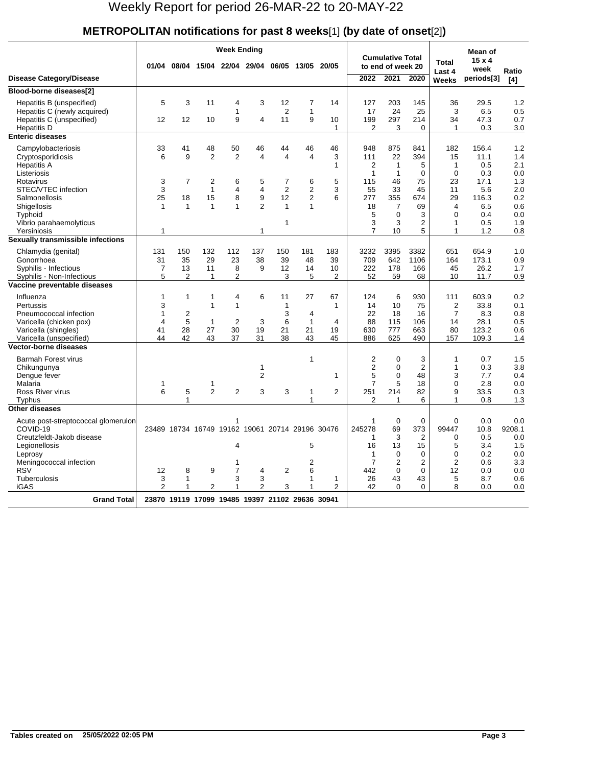# Weekly Report for period 26-MAR-22 to 20-MAY-22

## METROPOLITAN notifications for past 8 weeks[1] (by date of onset[2])

| Disease Category/Disease | Week Ending 01/04 | 08/04 | 15/04 | 22/04 | 29/04 | 06/05 | 13/05 | 20/05 | Cumulative Total to end of week 20: 2022 | 2021 | 2020 | Total Last 4 Weeks | Mean of 15 x 4 week periods[3] | Ratio [4] |
|---|---|---|---|---|---|---|---|---|---|---|---|---|---|---|
| **Blood-borne diseases[2]** | | | | | | | | | | | | | | |
| Hepatitis B (unspecified) | 5 | 3 | 11 | 4 | 3 | 12 | 7 | 14 | 127 | 203 | 145 | 36 | 29.5 | 1.2 |
| Hepatitis C (newly acquired) | | | | 1 | | 2 | 1 | | 17 | 24 | 25 | 3 | 6.5 | 0.5 |
| Hepatitis C (unspecified) | 12 | 12 | 10 | 9 | 4 | 11 | 9 | 10 | 199 | 297 | 214 | 34 | 47.3 | 0.7 |
| Hepatitis D | | | | | | | | 1 | 2 | 3 | 0 | 1 | 0.3 | 3.0 |
| **Enteric diseases** | | | | | | | | | | | | | | |
| Campylobacteriosis | 33 | 41 | 48 | 50 | 46 | 44 | 46 | 46 | 948 | 875 | 841 | 182 | 156.4 | 1.2 |
| Cryptosporidiosis | 6 | 9 | 2 | 2 | 4 | 4 | 4 | 3 | 111 | 22 | 394 | 15 | 11.1 | 1.4 |
| Hepatitis A | | | | | | | | 1 | 2 | 1 | 5 | 1 | 0.5 | 2.1 |
| Listeriosis | | | | | | | | | 1 | 1 | 0 | 0 | 0.3 | 0.0 |
| Rotavirus | 3 | 7 | 2 | 6 | 5 | 7 | 6 | 5 | 115 | 46 | 75 | 23 | 17.1 | 1.3 |
| STEC/VTEC infection | 3 | | 1 | 4 | 4 | 2 | 2 | 3 | 55 | 33 | 45 | 11 | 5.6 | 2.0 |
| Salmonellosis | 25 | 18 | 15 | 8 | 9 | 12 | 2 | 6 | 277 | 355 | 674 | 29 | 116.3 | 0.2 |
| Shigellosis | 1 | 1 | 1 | 1 | 2 | 1 | 1 | | 18 | 7 | 69 | 4 | 6.5 | 0.6 |
| Typhoid | | | | | | | | | 5 | 0 | 3 | 0 | 0.4 | 0.0 |
| Vibrio parahaemolyticus | | | | | | 1 | | | 3 | 3 | 2 | 1 | 0.5 | 1.9 |
| Yersiniosis | 1 | | | | 1 | | | | 7 | 10 | 5 | 1 | 1.2 | 0.8 |
| **Sexually transmissible infections** | | | | | | | | | | | | | | |
| Chlamydia (genital) | 131 | 150 | 132 | 112 | 137 | 150 | 181 | 183 | 3232 | 3395 | 3382 | 651 | 654.9 | 1.0 |
| Gonorrhoea | 31 | 35 | 29 | 23 | 38 | 39 | 48 | 39 | 709 | 642 | 1106 | 164 | 173.1 | 0.9 |
| Syphilis - Infectious | 7 | 13 | 11 | 8 | 9 | 12 | 14 | 10 | 222 | 178 | 166 | 45 | 26.2 | 1.7 |
| Syphilis - Non-Infectious | 5 | 2 | 1 | 2 | | 3 | 5 | 2 | 52 | 59 | 68 | 10 | 11.7 | 0.9 |
| **Vaccine preventable diseases** | | | | | | | | | | | | | | |
| Influenza | 1 | 1 | 1 | 4 | 6 | 11 | 27 | 67 | 124 | 6 | 930 | 111 | 603.9 | 0.2 |
| Pertussis | 3 | | 1 | 1 | | | | 1 | 14 | 10 | 75 | 2 | 33.8 | 0.1 |
| Pneumococcal infection | 1 | 2 | | | | 3 | 4 | | 22 | 18 | 16 | 7 | 8.3 | 0.8 |
| Varicella (chicken pox) | 4 | 5 | 1 | 2 | 3 | 6 | 1 | 4 | 88 | 115 | 106 | 14 | 28.1 | 0.5 |
| Varicella (shingles) | 41 | 28 | 27 | 30 | 19 | 21 | 21 | 19 | 630 | 777 | 663 | 80 | 123.2 | 0.6 |
| Varicella (unspecified) | 44 | 42 | 43 | 37 | 31 | 38 | 43 | 45 | 886 | 625 | 490 | 157 | 109.3 | 1.4 |
| **Vector-borne diseases** | | | | | | | | | | | | | | |
| Barmah Forest virus | | | | | | | 1 | | 2 | 0 | 3 | 1 | 0.7 | 1.5 |
| Chikungunya | | | | | 1 | | | | 2 | 0 | 2 | 1 | 0.3 | 3.8 |
| Dengue fever | | | | | 2 | | | 1 | 5 | 0 | 48 | 3 | 7.7 | 0.4 |
| Malaria | 1 | | 1 | | | | | | 7 | 5 | 18 | 0 | 2.8 | 0.0 |
| Ross River virus | 6 | 5 | 2 | 2 | 3 | 3 | 1 | 2 | 251 | 214 | 82 | 9 | 33.5 | 0.3 |
| Typhus | | 1 | | | | | 1 | | 2 | 1 | 6 | 1 | 0.8 | 1.3 |
| **Other diseases** | | | | | | | | | | | | | | |
| Acute post-streptococcal glomerulon | | | | 1 | | | | | 1 | 0 | 0 | 0 | 0.0 | 0.0 |
| COVID-19 | 23489 | 18734 | 16749 | 19162 | 19061 | 20714 | 29196 | 30476 | 245278 | 69 | 373 | 99447 | 10.8 | 9208.1 |
| Creutzfeldt-Jakob disease | | | | | | | | | 1 | 3 | 2 | 0 | 0.5 | 0.0 |
| Legionellosis | | | | 4 | | | 5 | | 16 | 13 | 15 | 5 | 3.4 | 1.5 |
| Leprosy | | | | | | | | | 1 | 0 | 0 | 0 | 0.2 | 0.0 |
| Meningococcal infection | | | | 1 | | | 2 | | 7 | 2 | 2 | 2 | 0.6 | 3.3 |
| RSV | 12 | 8 | 9 | 7 | 4 | 2 | 6 | | 442 | 0 | 0 | 12 | 0.0 | 0.0 |
| Tuberculosis | 3 | 1 | | 3 | 3 | | 1 | 1 | 26 | 43 | 43 | 5 | 8.7 | 0.6 |
| iGAS | 2 | 1 | 2 | 1 | 2 | 3 | 1 | 2 | 42 | 0 | 0 | 8 | 0.0 | 0.0 |
| **Grand Total** | 23870 | 19119 | 17099 | 19485 | 19397 | 21102 | 29636 | 30941 | | | | | | |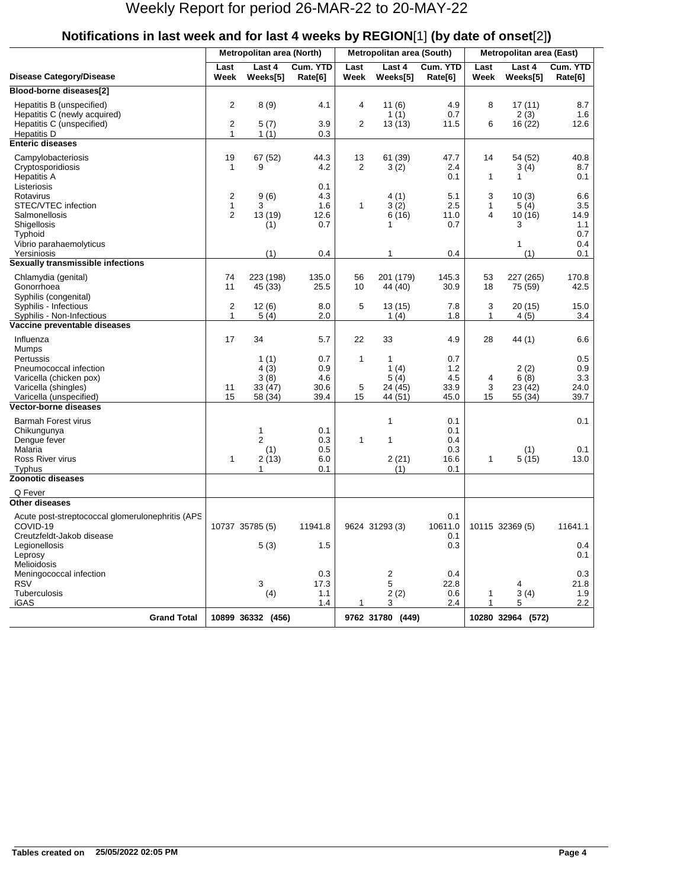# Weekly Report for period 26-MAR-22 to 20-MAY-22

## Notifications in last week and for last 4 weeks by REGION[1] (by date of onset[2])

| Disease Category/Disease | Metropolitan area (North) | | | Metropolitan area (South) | | | Metropolitan area (East) | | |
|---|---|---|---|---|---|---|---|---|---|
| | Last Week | Last 4 Weeks[5] | Cum. YTD Rate[6] | Last Week | Last 4 Weeks[5] | Cum. YTD Rate[6] | Last Week | Last 4 Weeks[5] | Cum. YTD Rate[6] |
| **Blood-borne diseases[2]** | | | | | | | | | |
| Hepatitis B (unspecified) | 2 | 8 (9) | 4.1 | 4 | 11 (6) | 4.9 | 8 | 17 (11) | 8.7 |
| Hepatitis C (newly acquired) | | | | | 1 (1) | 0.7 | | 2 (3) | 1.6 |
| Hepatitis C (unspecified) | 2 | 5 (7) | 3.9 | 2 | 13 (13) | 11.5 | 6 | 16 (22) | 12.6 |
| Hepatitis D | 1 | 1 (1) | 0.3 | | | | | | |
| **Enteric diseases** | | | | | | | | | |
| Campylobacteriosis | 19 | 67 (52) | 44.3 | 13 | 61 (39) | 47.7 | 14 | 54 (52) | 40.8 |
| Cryptosporidiosis | 1 | 9 | 4.2 | 2 | 3 (2) | 2.4 | | 3 (4) | 8.7 |
| Hepatitis A | | | | | | 0.1 | 1 | 1 | 0.1 |
| Listeriosis | | | 0.1 | | | | | | |
| Rotavirus | 2 | 9 (6) | 4.3 | | 4 (1) | 5.1 | 3 | 10 (3) | 6.6 |
| STEC/VTEC infection | 1 | 3 | 1.6 | 1 | 3 (2) | 2.5 | 1 | 5 (4) | 3.5 |
| Salmonellosis | 2 | 13 (19) | 12.6 | | 6 (16) | 11.0 | 4 | 10 (16) | 14.9 |
| Shigellosis | | (1) | 0.7 | | 1 | 0.7 | | 3 | 1.1 |
| Typhoid | | | | | | | | | 0.7 |
| Vibrio parahaemolyticus | | | | | | | | 1 | 0.4 |
| Yersiniosis | | (1) | 0.4 | | 1 | 0.4 | | (1) | 0.1 |
| **Sexually transmissible infections** | | | | | | | | | |
| Chlamydia (genital) | 74 | 223 (198) | 135.0 | 56 | 201 (179) | 145.3 | 53 | 227 (265) | 170.8 |
| Gonorrhoea | 11 | 45 (33) | 25.5 | 10 | 44 (40) | 30.9 | 18 | 75 (59) | 42.5 |
| Syphilis (congenital) | | | | | | | | | |
| Syphilis - Infectious | 2 | 12 (6) | 8.0 | 5 | 13 (15) | 7.8 | 3 | 20 (15) | 15.0 |
| Syphilis - Non-Infectious | 1 | 5 (4) | 2.0 | | 1 (4) | 1.8 | 1 | 4 (5) | 3.4 |
| **Vaccine preventable diseases** | | | | | | | | | |
| Influenza | 17 | 34 | 5.7 | 22 | 33 | 4.9 | 28 | 44 (1) | 6.6 |
| Mumps | | | | | | | | | |
| Pertussis | | 1 (1) | 0.7 | 1 | 1 | 0.7 | | | 0.5 |
| Pneumococcal infection | | 4 (3) | 0.9 | | 1 (4) | 1.2 | | 2 (2) | 0.9 |
| Varicella (chicken pox) | | 3 (8) | 4.6 | | 5 (4) | 4.5 | 4 | 6 (8) | 3.3 |
| Varicella (shingles) | 11 | 33 (47) | 30.6 | 5 | 24 (45) | 33.9 | 3 | 23 (42) | 24.0 |
| Varicella (unspecified) | 15 | 58 (34) | 39.4 | 15 | 44 (51) | 45.0 | 15 | 55 (34) | 39.7 |
| **Vector-borne diseases** | | | | | | | | | |
| Barmah Forest virus | | | | | 1 | 0.1 | | | 0.1 |
| Chikungunya | | 1 | 0.1 | | | 0.1 | | | |
| Dengue fever | | 2 | 0.3 | 1 | 1 | 0.4 | | | |
| Malaria | | (1) | 0.5 | | | 0.3 | | (1) | 0.1 |
| Ross River virus | 1 | 2 (13) | 6.0 | | 2 (21) | 16.6 | 1 | 5 (15) | 13.0 |
| Typhus | | 1 | 0.1 | | (1) | 0.1 | | | |
| **Zoonotic diseases** | | | | | | | | | |
| Q Fever | | | | | | | | | |
| **Other diseases** | | | | | | | | | |
| Acute post-streptococcal glomerulonephritis (APS | | | | | | 0.1 | | | |
| COVID-19 | 10737 | 35785 (5) | 11941.8 | 9624 | 31293 (3) | 10611.0 | 10115 | 32369 (5) | 11641.1 |
| Creutzfeldt-Jakob disease | | | | | | 0.1 | | | |
| Legionellosis | | 5 (3) | 1.5 | | | 0.3 | | | 0.4 |
| Leprosy | | | | | | | | | 0.1 |
| Melioidosis | | | | | | | | | |
| Meningococcal infection | | | 0.3 | | 2 | 0.4 | | | 0.3 |
| RSV | | 3 | 17.3 | | 5 | 22.8 | | 4 | 21.8 |
| Tuberculosis | | (4) | 1.1 | | 2 (2) | 0.6 | 1 | 3 (4) | 1.9 |
| iGAS | | | 1.4 | 1 | 3 | 2.4 | 1 | 5 | 2.2 |
| **Grand Total** | **10899** | **36332 (456)** | | **9762** | **31780 (449)** | | **10280** | **32964 (572)** | |

**Tables created on 25/05/2022 02:05 PM**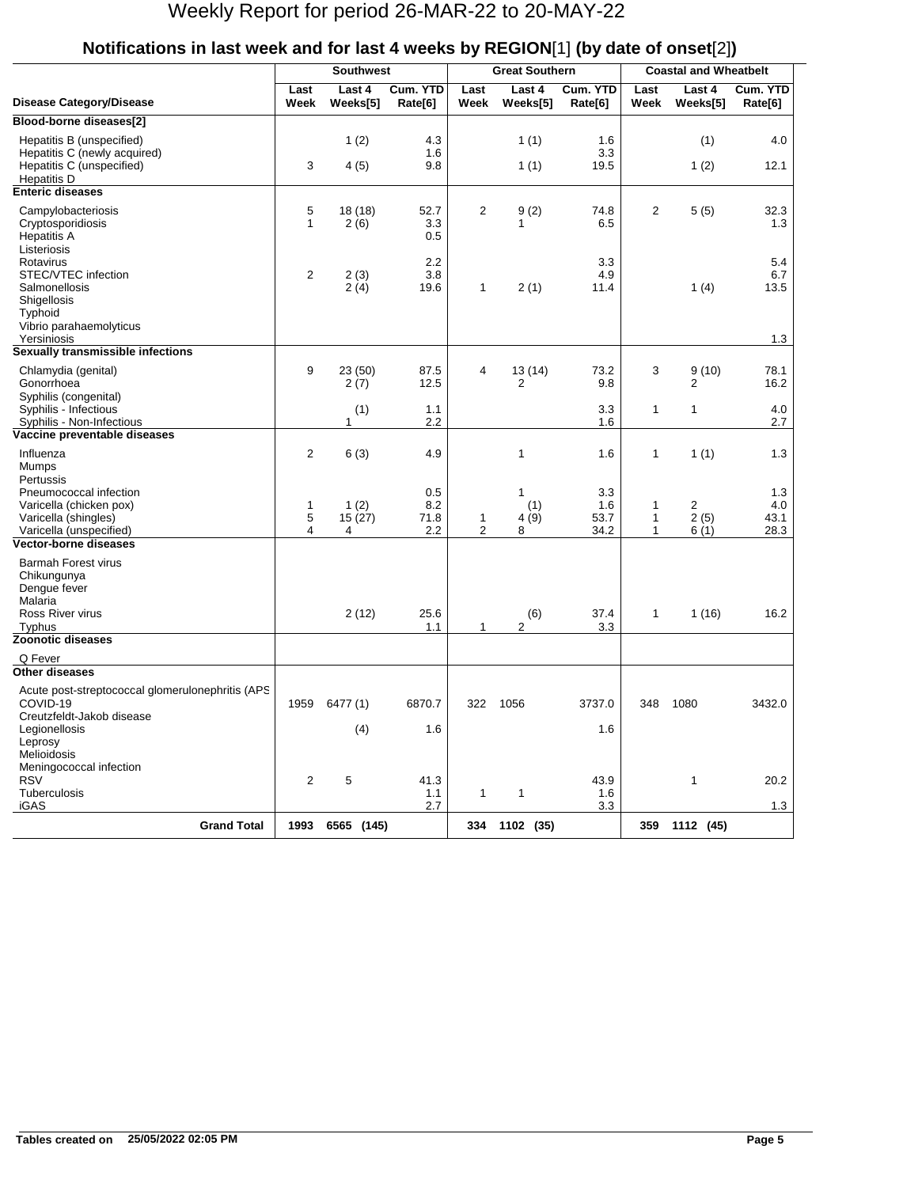# Weekly Report for period 26-MAR-22 to 20-MAY-22

## Notifications in last week and for last 4 weeks by REGION[1] (by date of onset[2])

| Disease Category/Disease | Southwest Last Week | Southwest Last 4 Weeks[5] | Southwest Cum. YTD Rate[6] | Great Southern Last Week | Great Southern Last 4 Weeks[5] | Great Southern Cum. YTD Rate[6] | Coastal and Wheatbelt Last Week | Coastal and Wheatbelt Last 4 Weeks[5] | Coastal and Wheatbelt Cum. YTD Rate[6] |
|---|---|---|---|---|---|---|---|---|---|
| **Blood-borne diseases[2]** | | | | | | | | | |
| Hepatitis B (unspecified) | | 1 (2) | 4.3 | | 1 (1) | 1.6 | | (1) | 4.0 |
| Hepatitis C (newly acquired) | | | 1.6 | | | 3.3 | | | |
| Hepatitis C (unspecified) | 3 | 4 (5) | 9.8 | | 1 (1) | 19.5 | | 1 (2) | 12.1 |
| Hepatitis D | | | | | | | | | |
| **Enteric diseases** | | | | | | | | | |
| Campylobacteriosis | 5 | 18 (18) | 52.7 | 2 | 9 (2) | 74.8 | 2 | 5 (5) | 32.3 |
| Cryptosporidiosis | 1 | 2 (6) | 3.3 | | 1 | 6.5 | | | 1.3 |
| Hepatitis A | | | 0.5 | | | | | | |
| Listeriosis | | | | | | | | | |
| Rotavirus | | | 2.2 | | | 3.3 | | | 5.4 |
| STEC/VTEC infection | 2 | 2 (3) | 3.8 | | | 4.9 | | | 6.7 |
| Salmonellosis | | 2 (4) | 19.6 | 1 | 2 (1) | 11.4 | | 1 (4) | 13.5 |
| Shigellosis | | | | | | | | | |
| Typhoid | | | | | | | | | |
| Vibrio parahaemolyticus | | | | | | | | | |
| Yersiniosis | | | | | | | | | 1.3 |
| **Sexually transmissible infections** | | | | | | | | | |
| Chlamydia (genital) | 9 | 23 (50) | 87.5 | 4 | 13 (14) | 73.2 | 3 | 9 (10) | 78.1 |
| Gonorrhoea | | 2 (7) | 12.5 | | 2 | 9.8 | | 2 | 16.2 |
| Syphilis (congenital) | | | | | | | | | |
| Syphilis - Infectious | | (1) | 1.1 | | | 3.3 | 1 | 1 | 4.0 |
| Syphilis - Non-Infectious | | 1 | 2.2 | | | 1.6 | | | 2.7 |
| **Vaccine preventable diseases** | | | | | | | | | |
| Influenza | 2 | 6 (3) | 4.9 | | 1 | 1.6 | 1 | 1 (1) | 1.3 |
| Mumps | | | | | | | | | |
| Pertussis | | | | | | | | | |
| Pneumococcal infection | | | 0.5 | | 1 | 3.3 | | | 1.3 |
| Varicella (chicken pox) | 1 | 1 (2) | 8.2 | | (1) | 1.6 | 1 | 2 | 4.0 |
| Varicella (shingles) | 5 | 15 (27) | 71.8 | 1 | 4 (9) | 53.7 | 1 | 2 (5) | 43.1 |
| Varicella (unspecified) | 4 | 4 | 2.2 | 2 | 8 | 34.2 | 1 | 6 (1) | 28.3 |
| **Vector-borne diseases** | | | | | | | | | |
| Barmah Forest virus | | | | | | | | | |
| Chikungunya | | | | | | | | | |
| Dengue fever | | | | | | | | | |
| Malaria | | | | | | | | | |
| Ross River virus | | 2 (12) | 25.6 | | (6) | 37.4 | 1 | 1 (16) | 16.2 |
| Typhus | | | 1.1 | 1 | 2 | 3.3 | | | |
| **Zoonotic diseases** | | | | | | | | | |
| Q Fever | | | | | | | | | |
| **Other diseases** | | | | | | | | | |
| Acute post-streptococcal glomerulonephritis (APS | | | | | | | | | |
| COVID-19 | 1959 | 6477 (1) | 6870.7 | 322 | 1056 | 3737.0 | 348 | 1080 | 3432.0 |
| Creutzfeldt-Jakob disease | | | | | | | | | |
| Legionellosis | | (4) | 1.6 | | | 1.6 | | | |
| Leprosy | | | | | | | | | |
| Melioidosis | | | | | | | | | |
| Meningococcal infection | | | | | | | | | |
| RSV | 2 | 5 | 41.3 | | | 43.9 | | 1 | 20.2 |
| Tuberculosis | | | 1.1 | 1 | 1 | 1.6 | | | |
| iGAS | | | 2.7 | | | 3.3 | | | 1.3 |
| **Grand Total** | **1993** | **6565 (145)** | | **334** | **1102 (35)** | | **359** | **1112 (45)** | |

**Tables created on 25/05/2022 02:05 PM**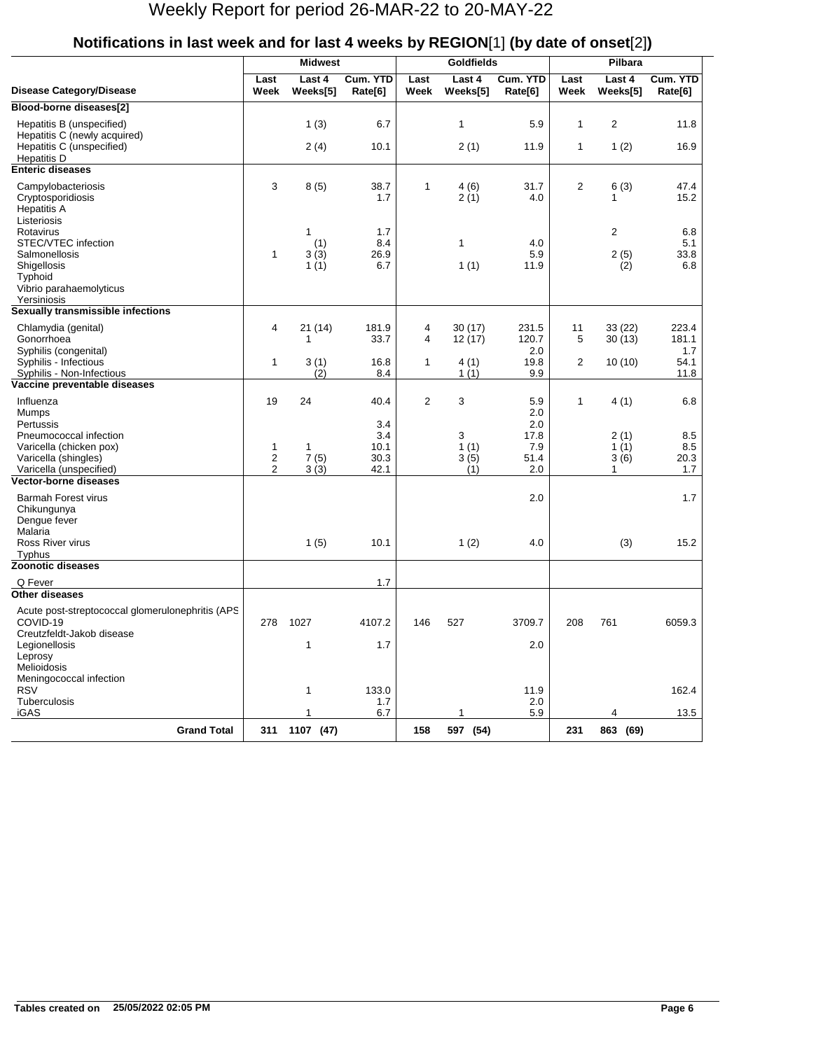# Weekly Report for period 26-MAR-22 to 20-MAY-22

## Notifications in last week and for last 4 weeks by REGION[1] (by date of onset[2])

| Disease Category/Disease | Midwest Last Week | Midwest Last 4 Weeks[5] | Midwest Cum. YTD Rate[6] | Goldfields Last Week | Goldfields Last 4 Weeks[5] | Goldfields Cum. YTD Rate[6] | Pilbara Last Week | Pilbara Last 4 Weeks[5] | Pilbara Cum. YTD Rate[6] |
|---|---|---|---|---|---|---|---|---|---|
| **Blood-borne diseases[2]** | | | | | | | | | |
| Hepatitis B (unspecified) | | 1 (3) | 6.7 | | 1 | 5.9 | 1 | 2 | 11.8 |
| Hepatitis C (newly acquired) | | | | | | | | | |
| Hepatitis C (unspecified) | | 2 (4) | 10.1 | | 2 (1) | 11.9 | 1 | 1 (2) | 16.9 |
| Hepatitis D | | | | | | | | | |
| **Enteric diseases** | | | | | | | | | |
| Campylobacteriosis | 3 | 8 (5) | 38.7 | 1 | 4 (6) | 31.7 | 2 | 6 (3) | 47.4 |
| Cryptosporidiosis | | | 1.7 | | 2 (1) | 4.0 | | 1 | 15.2 |
| Hepatitis A | | | | | | | | | |
| Listeriosis | | | | | | | | | |
| Rotavirus | | 1 | 1.7 | | | | | 2 | 6.8 |
| STEC/VTEC infection | | (1) | 8.4 | | 1 | 4.0 | | | 5.1 |
| Salmonellosis | 1 | 3 (3) | 26.9 | | | 5.9 | | 2 (5) | 33.8 |
| Shigellosis | | 1 (1) | 6.7 | | 1 (1) | 11.9 | | (2) | 6.8 |
| Typhoid | | | | | | | | | |
| Vibrio parahaemolyticus | | | | | | | | | |
| Yersiniosis | | | | | | | | | |
| **Sexually transmissible infections** | | | | | | | | | |
| Chlamydia (genital) | 4 | 21 (14) | 181.9 | 4 | 30 (17) | 231.5 | 11 | 33 (22) | 223.4 |
| Gonorrhoea | | 1 | 33.7 | 4 | 12 (17) | 120.7 | 5 | 30 (13) | 181.1 |
| Syphilis (congenital) | | | | | | 2.0 | | | 1.7 |
| Syphilis - Infectious | 1 | 3 (1) | 16.8 | 1 | 4 (1) | 19.8 | 2 | 10 (10) | 54.1 |
| Syphilis - Non-Infectious | | (2) | 8.4 | | 1 (1) | 9.9 | | | 11.8 |
| **Vaccine preventable diseases** | | | | | | | | | |
| Influenza | 19 | 24 | 40.4 | 2 | 3 | 5.9 | 1 | 4 (1) | 6.8 |
| Mumps | | | | | | 2.0 | | | |
| Pertussis | | | 3.4 | | | 2.0 | | | |
| Pneumococcal infection | | | 3.4 | | 3 | 17.8 | | 2 (1) | 8.5 |
| Varicella (chicken pox) | 1 | 1 | 10.1 | | 1 (1) | 7.9 | | 1 (1) | 8.5 |
| Varicella (shingles) | 2 | 7 (5) | 30.3 | | 3 (5) | 51.4 | | 3 (6) | 20.3 |
| Varicella (unspecified) | 2 | 3 (3) | 42.1 | | (1) | 2.0 | | 1 | 1.7 |
| **Vector-borne diseases** | | | | | | | | | |
| Barmah Forest virus | | | | | | 2.0 | | | 1.7 |
| Chikungunya | | | | | | | | | |
| Dengue fever | | | | | | | | | |
| Malaria | | | | | | | | | |
| Ross River virus | | 1 (5) | 10.1 | | 1 (2) | 4.0 | | (3) | 15.2 |
| Typhus | | | | | | | | | |
| **Zoonotic diseases** | | | | | | | | | |
| Q Fever | | | 1.7 | | | | | | |
| **Other diseases** | | | | | | | | | |
| Acute post-streptococcal glomerulonephritis (APS | | | | | | | | | |
| COVID-19 | 278 | 1027 | 4107.2 | 146 | 527 | 3709.7 | 208 | 761 | 6059.3 |
| Creutzfeldt-Jakob disease | | | | | | | | | |
| Legionellosis | | 1 | 1.7 | | | 2.0 | | | |
| Leprosy | | | | | | | | | |
| Melioidosis | | | | | | | | | |
| Meningococcal infection | | | | | | | | | |
| RSV | | 1 | 133.0 | | | 11.9 | | | 162.4 |
| Tuberculosis | | | 1.7 | | | 2.0 | | | |
| iGAS | | 1 | 6.7 | | 1 | 5.9 | | 4 | 13.5 |
| **Grand Total** | **311** | **1107 (47)** | | **158** | **597 (54)** | | **231** | **863 (69)** | |

**Tables created on 25/05/2022 02:05 PM**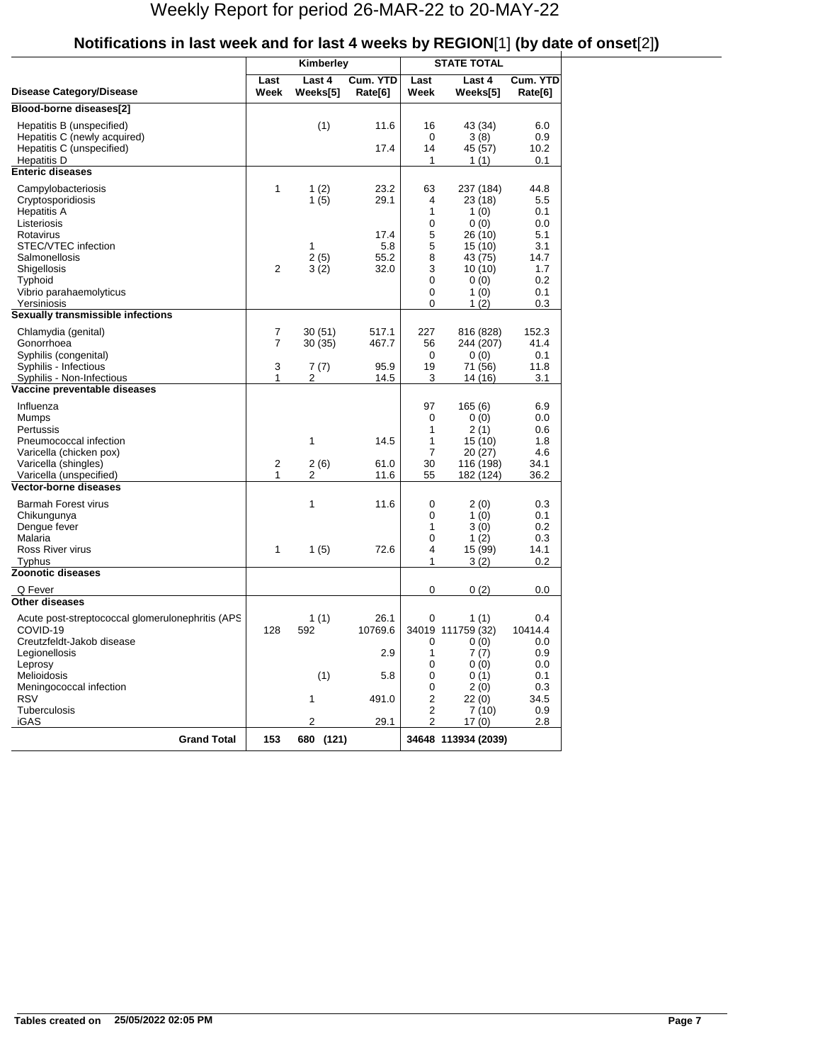# Weekly Report for period 26-MAR-22 to 20-MAY-22

## Notifications in last week and for last 4 weeks by REGION[1] (by date of onset[2])

| Disease Category/Disease | Kimberley Last Week | Kimberley Last 4 Weeks[5] | Kimberley Cum. YTD Rate[6] | STATE TOTAL Last Week | STATE TOTAL Last 4 Weeks[5] | STATE TOTAL Cum. YTD Rate[6] |
|---|---|---|---|---|---|---|
| **Blood-borne diseases[2]** | | | | | | |
| Hepatitis B (unspecified) | | (1) | 11.6 | 16 | 43 (34) | 6.0 |
| Hepatitis C (newly acquired) | | | | 0 | 3 (8) | 0.9 |
| Hepatitis C (unspecified) | | | 17.4 | 14 | 45 (57) | 10.2 |
| Hepatitis D | | | | 1 | 1 (1) | 0.1 |
| **Enteric diseases** | | | | | | |
| Campylobacteriosis | 1 | 1 (2) | 23.2 | 63 | 237 (184) | 44.8 |
| Cryptosporidiosis | | 1 (5) | 29.1 | 4 | 23 (18) | 5.5 |
| Hepatitis A | | | | 1 | 1 (0) | 0.1 |
| Listeriosis | | | | 0 | 0 (0) | 0.0 |
| Rotavirus | | | 17.4 | 5 | 26 (10) | 5.1 |
| STEC/VTEC infection | | 1 | 5.8 | 5 | 15 (10) | 3.1 |
| Salmonellosis | | 2 (5) | 55.2 | 8 | 43 (75) | 14.7 |
| Shigellosis | 2 | 3 (2) | 32.0 | 3 | 10 (10) | 1.7 |
| Typhoid | | | | 0 | 0 (0) | 0.2 |
| Vibrio parahaemolyticus | | | | 0 | 1 (0) | 0.1 |
| Yersiniosis | | | | 0 | 1 (2) | 0.3 |
| **Sexually transmissible infections** | | | | | | |
| Chlamydia (genital) | 7 | 30 (51) | 517.1 | 227 | 816 (828) | 152.3 |
| Gonorrhoea | 7 | 30 (35) | 467.7 | 56 | 244 (207) | 41.4 |
| Syphilis (congenital) | | | | 0 | 0 (0) | 0.1 |
| Syphilis - Infectious | 3 | 7 (7) | 95.9 | 19 | 71 (56) | 11.8 |
| Syphilis - Non-Infectious | 1 | 2 | 14.5 | 3 | 14 (16) | 3.1 |
| **Vaccine preventable diseases** | | | | | | |
| Influenza | | | | 97 | 165 (6) | 6.9 |
| Mumps | | | | 0 | 0 (0) | 0.0 |
| Pertussis | | | | 1 | 2 (1) | 0.6 |
| Pneumococcal infection | | 1 | 14.5 | 1 | 15 (10) | 1.8 |
| Varicella (chicken pox) | | | | 7 | 20 (27) | 4.6 |
| Varicella (shingles) | 2 | 2 (6) | 61.0 | 30 | 116 (198) | 34.1 |
| Varicella (unspecified) | 1 | 2 | 11.6 | 55 | 182 (124) | 36.2 |
| **Vector-borne diseases** | | | | | | |
| Barmah Forest virus | | 1 | 11.6 | 0 | 2 (0) | 0.3 |
| Chikungunya | | | | 0 | 1 (0) | 0.1 |
| Dengue fever | | | | 1 | 3 (0) | 0.2 |
| Malaria | | | | 0 | 1 (2) | 0.3 |
| Ross River virus | 1 | 1 (5) | 72.6 | 4 | 15 (99) | 14.1 |
| Typhus | | | | 1 | 3 (2) | 0.2 |
| **Zoonotic diseases** | | | | | | |
| Q Fever | | | | 0 | 0 (2) | 0.0 |
| **Other diseases** | | | | | | |
| Acute post-streptococcal glomerulonephritis (APS | | 1 (1) | 26.1 | 0 | 1 (1) | 0.4 |
| COVID-19 | 128 | 592 | 10769.6 | 34019 | 111759 (32) | 10414.4 |
| Creutzfeldt-Jakob disease | | | | 0 | 0 (0) | 0.0 |
| Legionellosis | | | 2.9 | 1 | 7 (7) | 0.9 |
| Leprosy | | | | 0 | 0 (0) | 0.0 |
| Melioidosis | | (1) | 5.8 | 0 | 0 (1) | 0.1 |
| Meningococcal infection | | | | 0 | 2 (0) | 0.3 |
| RSV | | 1 | 491.0 | 2 | 22 (0) | 34.5 |
| Tuberculosis | | | | 2 | 7 (10) | 0.9 |
| iGAS | | 2 | 29.1 | 2 | 17 (0) | 2.8 |
| **Grand Total** | **153** | **680 (121)** | | **34648** | **113934 (2039)** | |

**Tables created on 25/05/2022 02:05 PM**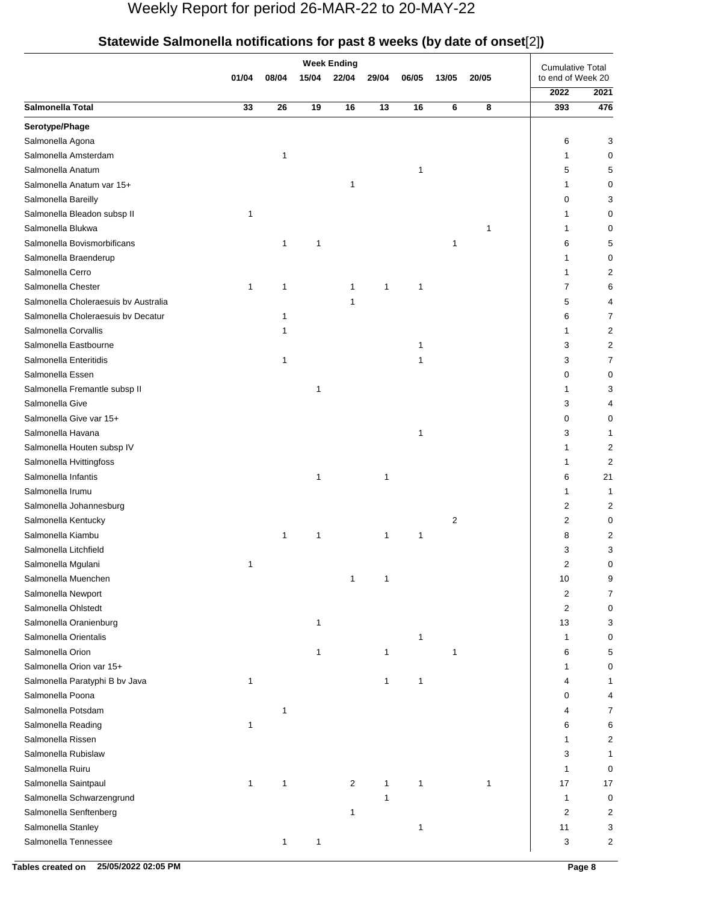# Weekly Report for period 26-MAR-22 to 20-MAY-22

## Statewide Salmonella notifications for past 8 weeks (by date of onset[2])

| | Week Ending | | | | | | | | Cumulative Total to end of Week 20 | |
|---|---|---|---|---|---|---|---|---|---|---|
| | 01/04 | 08/04 | 15/04 | 22/04 | 29/04 | 06/05 | 13/05 | 20/05 | 2022 | 2021 |
| **Salmonella Total** | **33** | **26** | **19** | **16** | **13** | **16** | **6** | **8** | **393** | **476** |
| **Serotype/Phage** | | | | | | | | | | |
| Salmonella Agona | | | | | | | | | 6 | 3 |
| Salmonella Amsterdam | | 1 | | | | | | | 1 | 0 |
| Salmonella Anatum | | | | | | 1 | | | 5 | 5 |
| Salmonella Anatum var 15+ | | | | 1 | | | | | 1 | 0 |
| Salmonella Bareilly | | | | | | | | | 0 | 3 |
| Salmonella Bleadon subsp II | 1 | | | | | | | | 1 | 0 |
| Salmonella Blukwa | | | | | | | | 1 | 1 | 0 |
| Salmonella Bovismorbificans | | 1 | 1 | | | | 1 | | 6 | 5 |
| Salmonella Braenderup | | | | | | | | | 1 | 0 |
| Salmonella Cerro | | | | | | | | | 1 | 2 |
| Salmonella Chester | 1 | 1 | | 1 | 1 | 1 | | | 7 | 6 |
| Salmonella Choleraesuis bv Australia | | | | 1 | | | | | 5 | 4 |
| Salmonella Choleraesuis bv Decatur | | 1 | | | | | | | 6 | 7 |
| Salmonella Corvallis | | 1 | | | | | | | 1 | 2 |
| Salmonella Eastbourne | | | | | | 1 | | | 3 | 2 |
| Salmonella Enteritidis | | 1 | | | | 1 | | | 3 | 7 |
| Salmonella Essen | | | | | | | | | 0 | 0 |
| Salmonella Fremantle subsp II | | | 1 | | | | | | 1 | 3 |
| Salmonella Give | | | | | | | | | 3 | 4 |
| Salmonella Give var 15+ | | | | | | | | | 0 | 0 |
| Salmonella Havana | | | | | | 1 | | | 3 | 1 |
| Salmonella Houten subsp IV | | | | | | | | | 1 | 2 |
| Salmonella Hvittingfoss | | | | | | | | | 1 | 2 |
| Salmonella Infantis | | | 1 | | 1 | | | | 6 | 21 |
| Salmonella Irumu | | | | | | | | | 1 | 1 |
| Salmonella Johannesburg | | | | | | | | | 2 | 2 |
| Salmonella Kentucky | | | | | | | 2 | | 2 | 0 |
| Salmonella Kiambu | | 1 | 1 | | 1 | 1 | | | 8 | 2 |
| Salmonella Litchfield | | | | | | | | | 3 | 3 |
| Salmonella Mgulani | 1 | | | | | | | | 2 | 0 |
| Salmonella Muenchen | | | | 1 | 1 | | | | 10 | 9 |
| Salmonella Newport | | | | | | | | | 2 | 7 |
| Salmonella Ohlstedt | | | | | | | | | 2 | 0 |
| Salmonella Oranienburg | | | 1 | | | | | | 13 | 3 |
| Salmonella Orientalis | | | | | | 1 | | | 1 | 0 |
| Salmonella Orion | | | 1 | | 1 | | 1 | | 6 | 5 |
| Salmonella Orion var 15+ | | | | | | | | | 1 | 0 |
| Salmonella Paratyphi B bv Java | 1 | | | | 1 | 1 | | | 4 | 1 |
| Salmonella Poona | | | | | | | | | 0 | 4 |
| Salmonella Potsdam | | 1 | | | | | | | 4 | 7 |
| Salmonella Reading | 1 | | | | | | | | 6 | 6 |
| Salmonella Rissen | | | | | | | | | 1 | 2 |
| Salmonella Rubislaw | | | | | | | | | 3 | 1 |
| Salmonella Ruiru | | | | | | | | | 1 | 0 |
| Salmonella Saintpaul | 1 | 1 | | 2 | 1 | 1 | | 1 | 17 | 17 |
| Salmonella Schwarzengrund | | | | | 1 | | | | 1 | 0 |
| Salmonella Senftenberg | | | | 1 | | | | | 2 | 2 |
| Salmonella Stanley | | | | | | 1 | | | 11 | 3 |
| Salmonella Tennessee | | 1 | 1 | | | | | | 3 | 2 |

**Tables created on 25/05/2022 02:05 PM**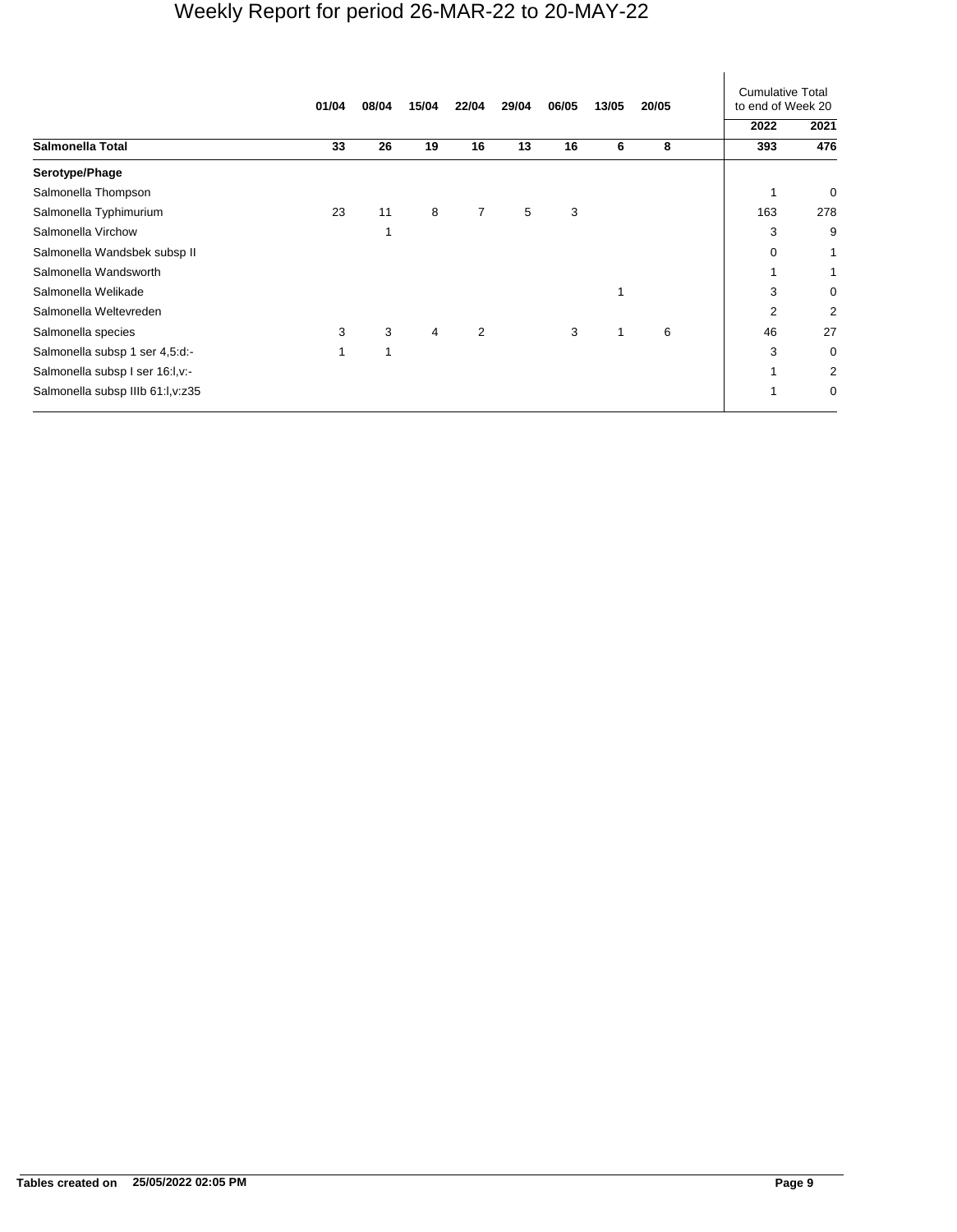# Weekly Report for period 26-MAR-22 to 20-MAY-22

| | 01/04 | 08/04 | 15/04 | 22/04 | 29/04 | 06/05 | 13/05 | 20/05 | Cumulative Total to end of Week 20 | |
|---|---|---|---|---|---|---|---|---|---|---|
| | | | | | | | | | 2022 | 2021 |
| **Salmonella Total** | **33** | **26** | **19** | **16** | **13** | **16** | **6** | **8** | **393** | **476** |
| **Serotype/Phage** | | | | | | | | | | |
| Salmonella Thompson | | | | | | | | | 1 | 0 |
| Salmonella Typhimurium | 23 | 11 | 8 | 7 | 5 | 3 | | | 163 | 278 |
| Salmonella Virchow | | 1 | | | | | | | 3 | 9 |
| Salmonella Wandsbek subsp II | | | | | | | | | 0 | 1 |
| Salmonella Wandsworth | | | | | | | | | 1 | 1 |
| Salmonella Welikade | | | | | | | 1 | | 3 | 0 |
| Salmonella Weltevreden | | | | | | | | | 2 | 2 |
| Salmonella species | 3 | 3 | 4 | 2 | | 3 | 1 | 6 | 46 | 27 |
| Salmonella subsp 1 ser 4,5:d:- | 1 | 1 | | | | | | | 3 | 0 |
| Salmonella subsp I ser 16:l,v:- | | | | | | | | | 1 | 2 |
| Salmonella subsp IIIb 61:l,v:z35 | | | | | | | | | 1 | 0 |

**Tables created on** **25/05/2022 02:05 PM**